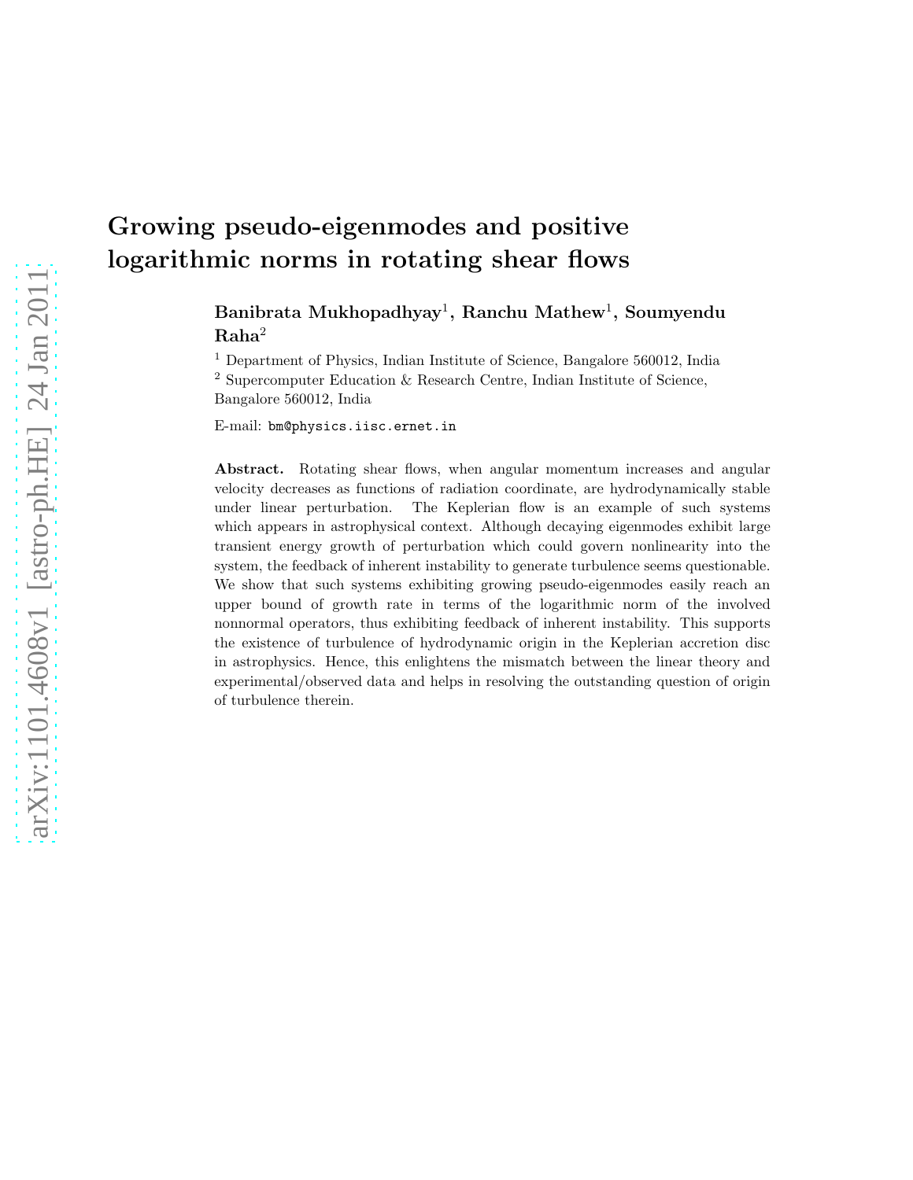# Growing pseudo-eigenmodes and positive logarithmic norms in rotating shear flows

**Banibrata Mukhopadhyay**[1], **Ranchu Mathew**[1], **Soumyendu Raha**[2]

[1] Department of Physics, Indian Institute of Science, Bangalore 560012, India

[2] Supercomputer Education & Research Centre, Indian Institute of Science, Bangalore 560012, India

E-mail: `bm@physics.iisc.ernet.in`

**Abstract.** Rotating shear flows, when angular momentum increases and angular velocity decreases as functions of radiation coordinate, are hydrodynamically stable under linear perturbation. The Keplerian flow is an example of such systems which appears in astrophysical context. Although decaying eigenmodes exhibit large transient energy growth of perturbation which could govern nonlinearity into the system, the feedback of inherent instability to generate turbulence seems questionable. We show that such systems exhibiting growing pseudo-eigenmodes easily reach an upper bound of growth rate in terms of the logarithmic norm of the involved nonnormal operators, thus exhibiting feedback of inherent instability. This supports the existence of turbulence of hydrodynamic origin in the Keplerian accretion disc in astrophysics. Hence, this enlightens the mismatch between the linear theory and experimental/observed data and helps in resolving the outstanding question of origin of turbulence therein.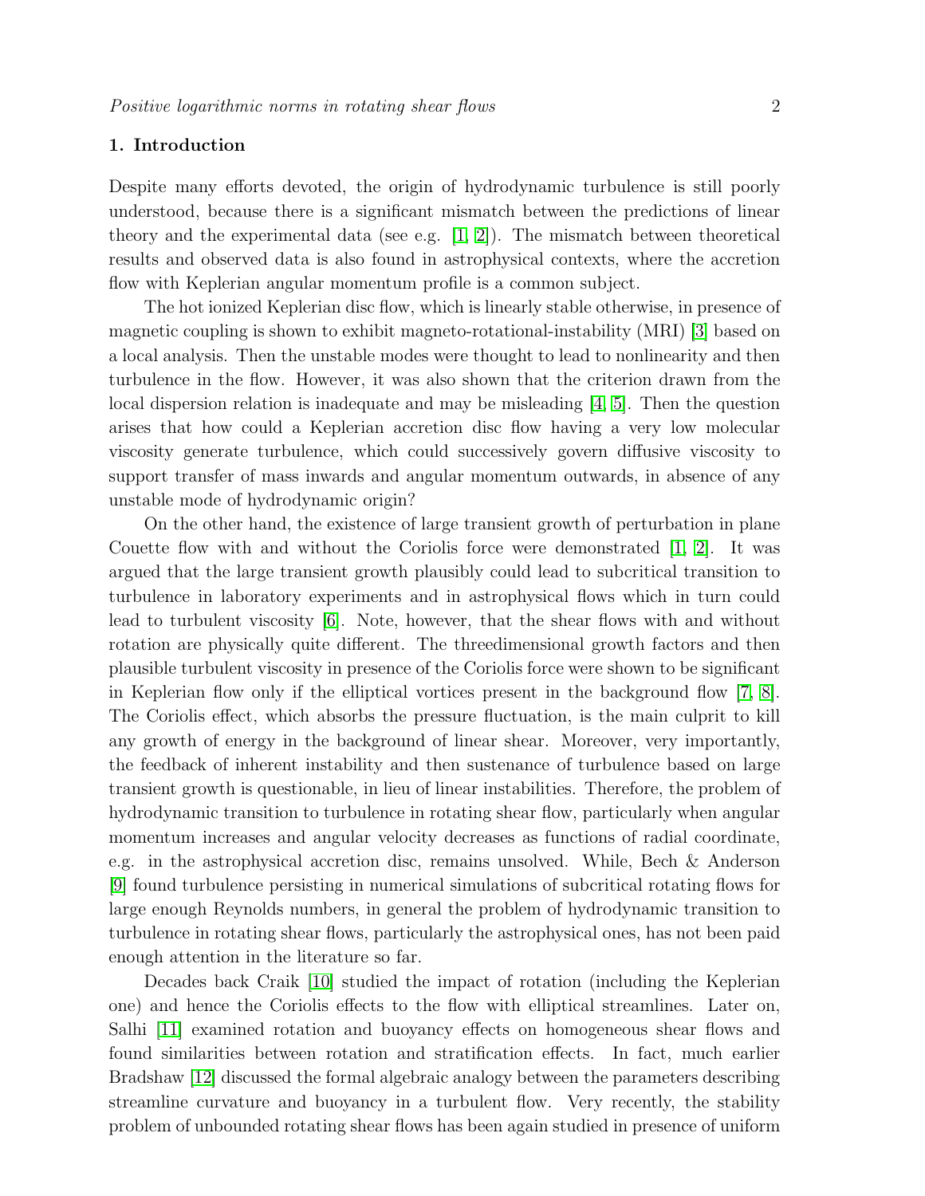## 1. Introduction

Despite many efforts devoted, the origin of hydrodynamic turbulence is still poorly understood, because there is a significant mismatch between the predictions of linear theory and the experimental data (see e.g. [1, 2]). The mismatch between theoretical results and observed data is also found in astrophysical contexts, where the accretion flow with Keplerian angular momentum profile is a common subject.

The hot ionized Keplerian disc flow, which is linearly stable otherwise, in presence of magnetic coupling is shown to exhibit magneto-rotational-instability (MRI) [3] based on a local analysis. Then the unstable modes were thought to lead to nonlinearity and then turbulence in the flow. However, it was also shown that the criterion drawn from the local dispersion relation is inadequate and may be misleading [4, 5]. Then the question arises that how could a Keplerian accretion disc flow having a very low molecular viscosity generate turbulence, which could successively govern diffusive viscosity to support transfer of mass inwards and angular momentum outwards, in absence of any unstable mode of hydrodynamic origin?

On the other hand, the existence of large transient growth of perturbation in plane Couette flow with and without the Coriolis force were demonstrated [1, 2]. It was argued that the large transient growth plausibly could lead to subcritical transition to turbulence in laboratory experiments and in astrophysical flows which in turn could lead to turbulent viscosity [6]. Note, however, that the shear flows with and without rotation are physically quite different. The threedimensional growth factors and then plausible turbulent viscosity in presence of the Coriolis force were shown to be significant in Keplerian flow only if the elliptical vortices present in the background flow [7, 8]. The Coriolis effect, which absorbs the pressure fluctuation, is the main culprit to kill any growth of energy in the background of linear shear. Moreover, very importantly, the feedback of inherent instability and then sustenance of turbulence based on large transient growth is questionable, in lieu of linear instabilities. Therefore, the problem of hydrodynamic transition to turbulence in rotating shear flow, particularly when angular momentum increases and angular velocity decreases as functions of radial coordinate, e.g. in the astrophysical accretion disc, remains unsolved. While, Bech & Anderson [9] found turbulence persisting in numerical simulations of subcritical rotating flows for large enough Reynolds numbers, in general the problem of hydrodynamic transition to turbulence in rotating shear flows, particularly the astrophysical ones, has not been paid enough attention in the literature so far.

Decades back Craik [10] studied the impact of rotation (including the Keplerian one) and hence the Coriolis effects to the flow with elliptical streamlines. Later on, Salhi [11] examined rotation and buoyancy effects on homogeneous shear flows and found similarities between rotation and stratification effects. In fact, much earlier Bradshaw [12] discussed the formal algebraic analogy between the parameters describing streamline curvature and buoyancy in a turbulent flow. Very recently, the stability problem of unbounded rotating shear flows has been again studied in presence of uniform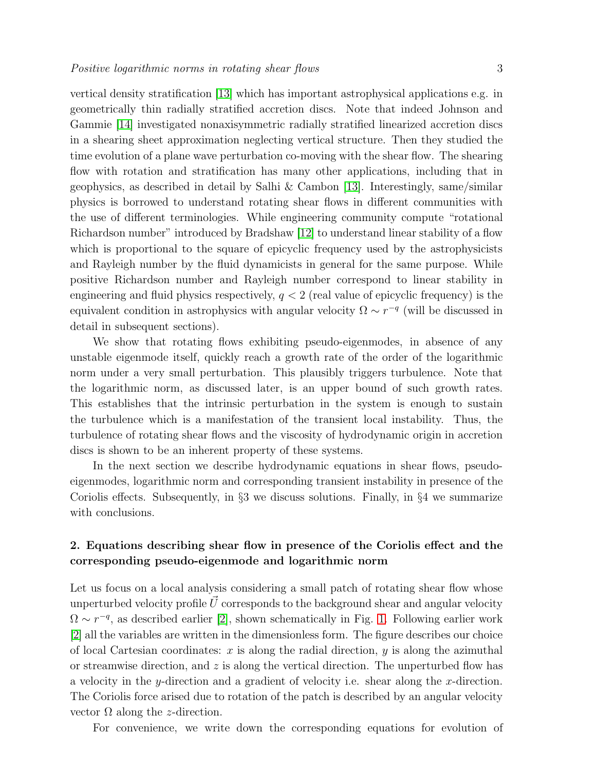vertical density stratification [13] which has important astrophysical applications e.g. in geometrically thin radially stratified accretion discs. Note that indeed Johnson and Gammie [14] investigated nonaxisymmetric radially stratified linearized accretion discs in a shearing sheet approximation neglecting vertical structure. Then they studied the time evolution of a plane wave perturbation co-moving with the shear flow. The shearing flow with rotation and stratification has many other applications, including that in geophysics, as described in detail by Salhi & Cambon [13]. Interestingly, same/similar physics is borrowed to understand rotating shear flows in different communities with the use of different terminologies. While engineering community compute "rotational Richardson number" introduced by Bradshaw [12] to understand linear stability of a flow which is proportional to the square of epicyclic frequency used by the astrophysicists and Rayleigh number by the fluid dynamicists in general for the same purpose. While positive Richardson number and Rayleigh number correspond to linear stability in engineering and fluid physics respectively, $q < 2$ (real value of epicyclic frequency) is the equivalent condition in astrophysics with angular velocity $\Omega \sim r^{-q}$ (will be discussed in detail in subsequent sections).

We show that rotating flows exhibiting pseudo-eigenmodes, in absence of any unstable eigenmode itself, quickly reach a growth rate of the order of the logarithmic norm under a very small perturbation. This plausibly triggers turbulence. Note that the logarithmic norm, as discussed later, is an upper bound of such growth rates. This establishes that the intrinsic perturbation in the system is enough to sustain the turbulence which is a manifestation of the transient local instability. Thus, the turbulence of rotating shear flows and the viscosity of hydrodynamic origin in accretion discs is shown to be an inherent property of these systems.

In the next section we describe hydrodynamic equations in shear flows, pseudo-eigenmodes, logarithmic norm and corresponding transient instability in presence of the Coriolis effects. Subsequently, in §3 we discuss solutions. Finally, in §4 we summarize with conclusions.

## 2. Equations describing shear flow in presence of the Coriolis effect and the corresponding pseudo-eigenmode and logarithmic norm

Let us focus on a local analysis considering a small patch of rotating shear flow whose unperturbed velocity profile $\vec{U}$ corresponds to the background shear and angular velocity $\Omega \sim r^{-q}$, as described earlier [2], shown schematically in Fig. 1. Following earlier work [2] all the variables are written in the dimensionless form. The figure describes our choice of local Cartesian coordinates: $x$ is along the radial direction, $y$ is along the azimuthal or streamwise direction, and $z$ is along the vertical direction. The unperturbed flow has a velocity in the $y$-direction and a gradient of velocity i.e. shear along the $x$-direction. The Coriolis force arised due to rotation of the patch is described by an angular velocity vector $\Omega$ along the $z$-direction.

For convenience, we write down the corresponding equations for evolution of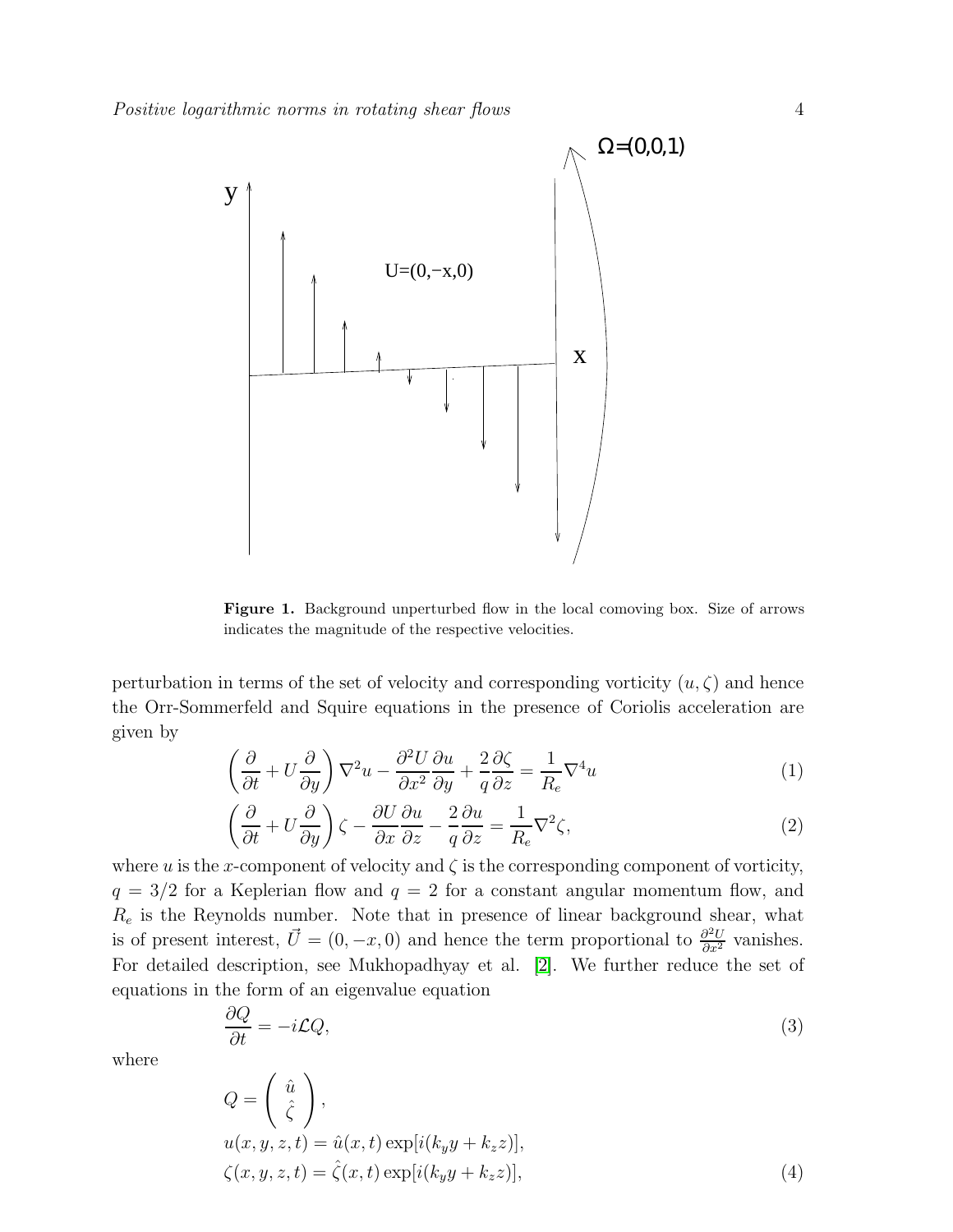**Figure 1.** Background unperturbed flow in the local comoving box. Size of arrows indicates the magnitude of the respective velocities.

perturbation in terms of the set of velocity and corresponding vorticity $(u, \zeta)$ and hence the Orr-Sommerfeld and Squire equations in the presence of Coriolis acceleration are given by

$$\left(\frac{\partial}{\partial t} + U\frac{\partial}{\partial y}\right)\nabla^2 u - \frac{\partial^2 U}{\partial x^2}\frac{\partial u}{\partial y} + \frac{2}{q}\frac{\partial \zeta}{\partial z} = \frac{1}{R_e}\nabla^4 u \tag{1}$$

$$\left(\frac{\partial}{\partial t} + U\frac{\partial}{\partial y}\right)\zeta - \frac{\partial U}{\partial x}\frac{\partial u}{\partial z} - \frac{2}{q}\frac{\partial u}{\partial z} = \frac{1}{R_e}\nabla^2 \zeta, \tag{2}$$

where $u$ is the $x$-component of velocity and $\zeta$ is the corresponding component of vorticity, $q = 3/2$ for a Keplerian flow and $q = 2$ for a constant angular momentum flow, and $R_e$ is the Reynolds number. Note that in presence of linear background shear, what is of present interest, $\vec{U} = (0, -x, 0)$ and hence the term proportional to $\frac{\partial^2 U}{\partial x^2}$ vanishes. For detailed description, see Mukhopadhyay et al. [2]. We further reduce the set of equations in the form of an eigenvalue equation

$$\frac{\partial Q}{\partial t} = -i\mathcal{L}Q, \tag{3}$$

where

$$Q = \begin{pmatrix} \hat{u} \\ \hat{\zeta} \end{pmatrix},$$
$$u(x, y, z, t) = \hat{u}(x, t)\exp[i(k_y y + k_z z)],$$
$$\zeta(x, y, z, t) = \hat{\zeta}(x, t)\exp[i(k_y y + k_z z)], \tag{4}$$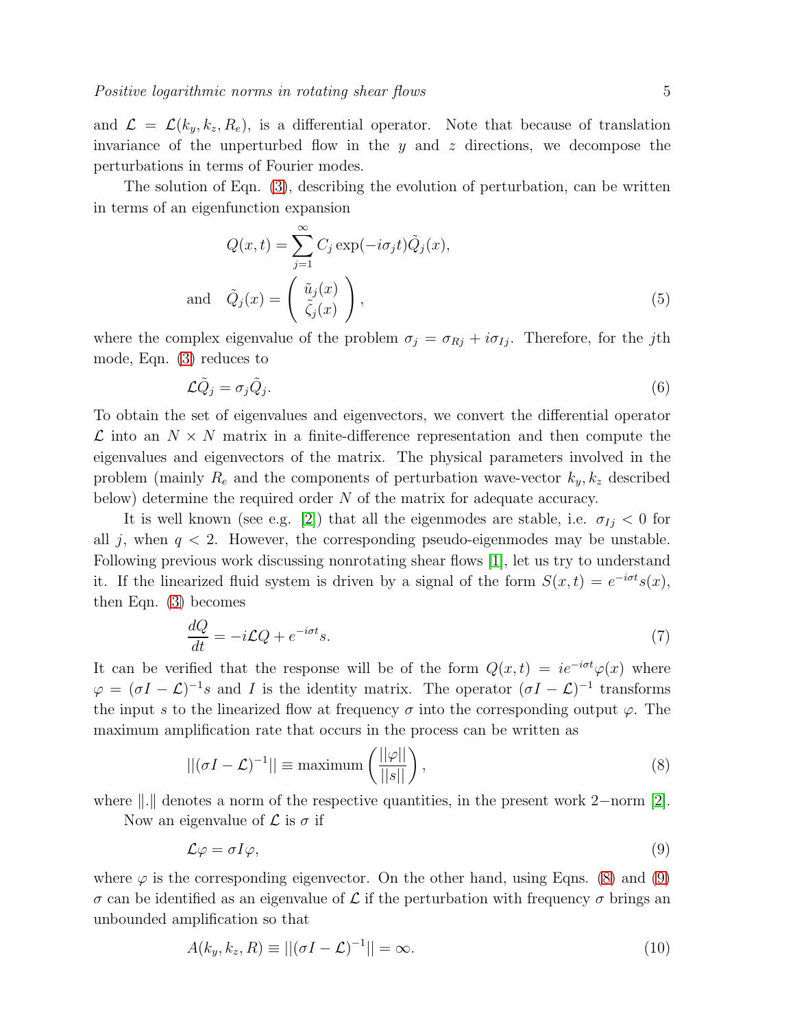and $\mathcal{L} = \mathcal{L}(k_y, k_z, R_e)$, is a differential operator. Note that because of translation invariance of the unperturbed flow in the $y$ and $z$ directions, we decompose the perturbations in terms of Fourier modes.

The solution of Eqn. (3), describing the evolution of perturbation, can be written in terms of an eigenfunction expansion

$$Q(x,t) = \sum_{j=1}^{\infty} C_j \exp(-i\sigma_j t)\tilde{Q}_j(x),$$
$$\text{and} \quad \tilde{Q}_j(x) = \left( \begin{array}{c} \tilde{u}_j(x) \\ \tilde{\zeta}_j(x) \end{array} \right), \tag{5}$$

where the complex eigenvalue of the problem $\sigma_j = \sigma_{Rj} + i\sigma_{Ij}$. Therefore, for the $j$th mode, Eqn. (3) reduces to

$$\mathcal{L}\tilde{Q}_j = \sigma_j \tilde{Q}_j. \tag{6}$$

To obtain the set of eigenvalues and eigenvectors, we convert the differential operator $\mathcal{L}$ into an $N \times N$ matrix in a finite-difference representation and then compute the eigenvalues and eigenvectors of the matrix. The physical parameters involved in the problem (mainly $R_e$ and the components of perturbation wave-vector $k_y, k_z$ described below) determine the required order $N$ of the matrix for adequate accuracy.

It is well known (see e.g. [2]) that all the eigenmodes are stable, i.e. $\sigma_{Ij} < 0$ for all $j$, when $q < 2$. However, the corresponding pseudo-eigenmodes may be unstable. Following previous work discussing nonrotating shear flows [1], let us try to understand it. If the linearized fluid system is driven by a signal of the form $S(x,t) = e^{-i\sigma t}s(x)$, then Eqn. (3) becomes

$$\frac{dQ}{dt} = -i\mathcal{L}Q + e^{-i\sigma t}s. \tag{7}$$

It can be verified that the response will be of the form $Q(x,t) = ie^{-i\sigma t}\varphi(x)$ where $\varphi = (\sigma I - \mathcal{L})^{-1}s$ and $I$ is the identity matrix. The operator $(\sigma I - \mathcal{L})^{-1}$ transforms the input $s$ to the linearized flow at frequency $\sigma$ into the corresponding output $\varphi$. The maximum amplification rate that occurs in the process can be written as

$$||(\sigma I - \mathcal{L})^{-1}|| \equiv \text{maximum}\left(\frac{||\varphi||}{||s||}\right), \tag{8}$$

where $\|.\|$ denotes a norm of the respective quantities, in the present work 2−norm [2].

Now an eigenvalue of $\mathcal{L}$ is $\sigma$ if

$$\mathcal{L}\varphi = \sigma I \varphi, \tag{9}$$

where $\varphi$ is the corresponding eigenvector. On the other hand, using Eqns. (8) and (9) $\sigma$ can be identified as an eigenvalue of $\mathcal{L}$ if the perturbation with frequency $\sigma$ brings an unbounded amplification so that

$$A(k_y, k_z, R) \equiv ||(\sigma I - \mathcal{L})^{-1}|| = \infty. \tag{10}$$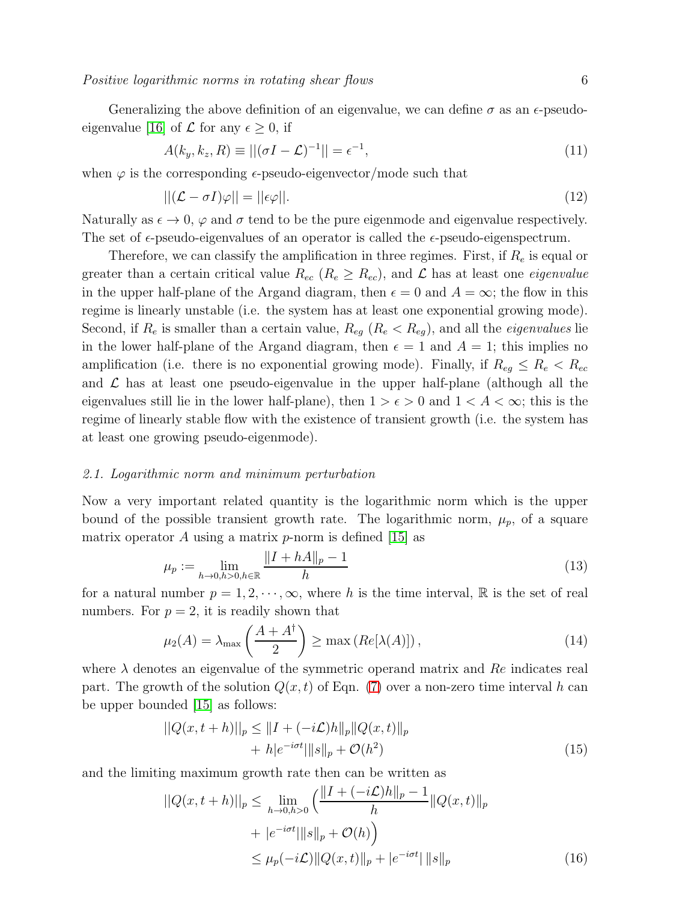Generalizing the above definition of an eigenvalue, we can define $\sigma$ as an $\epsilon$-pseudo-eigenvalue [16] of $\mathcal{L}$ for any $\epsilon \geq 0$, if

$$A(k_y, k_z, R) \equiv ||(\sigma I - \mathcal{L})^{-1}|| = \epsilon^{-1}, \tag{11}$$

when $\varphi$ is the corresponding $\epsilon$-pseudo-eigenvector/mode such that

$$||(\mathcal{L} - \sigma I)\varphi|| = ||\epsilon \varphi||. \tag{12}$$

Naturally as $\epsilon \to 0$, $\varphi$ and $\sigma$ tend to be the pure eigenmode and eigenvalue respectively. The set of $\epsilon$-pseudo-eigenvalues of an operator is called the $\epsilon$-pseudo-eigenspectrum.

Therefore, we can classify the amplification in three regimes. First, if $R_e$ is equal or greater than a certain critical value $R_{ec}$ ($R_e \geq R_{ec}$), and $\mathcal{L}$ has at least one *eigenvalue* in the upper half-plane of the Argand diagram, then $\epsilon = 0$ and $A = \infty$; the flow in this regime is linearly unstable (i.e. the system has at least one exponential growing mode). Second, if $R_e$ is smaller than a certain value, $R_{eg}$ ($R_e < R_{eg}$), and all the *eigenvalues* lie in the lower half-plane of the Argand diagram, then $\epsilon = 1$ and $A = 1$; this implies no amplification (i.e. there is no exponential growing mode). Finally, if $R_{eg} \leq R_e < R_{ec}$ and $\mathcal{L}$ has at least one pseudo-eigenvalue in the upper half-plane (although all the eigenvalues still lie in the lower half-plane), then $1 > \epsilon > 0$ and $1 < A < \infty$; this is the regime of linearly stable flow with the existence of transient growth (i.e. the system has at least one growing pseudo-eigenmode).

### 2.1. Logarithmic norm and minimum perturbation

Now a very important related quantity is the logarithmic norm which is the upper bound of the possible transient growth rate. The logarithmic norm, $\mu_p$, of a square matrix operator $A$ using a matrix $p$-norm is defined [15] as

$$\mu_p := \lim_{h \to 0, h>0, h \in \mathbb{R}} \frac{\|I + hA\|_p - 1}{h} \tag{13}$$

for a natural number $p = 1, 2, \cdots, \infty$, where $h$ is the time interval, $\mathbb{R}$ is the set of real numbers. For $p = 2$, it is readily shown that

$$\mu_2(A) = \lambda_{\max}\left(\frac{A + A^{\dagger}}{2}\right) \geq \max\left(Re[\lambda(A)]\right), \tag{14}$$

where $\lambda$ denotes an eigenvalue of the symmetric operand matrix and $Re$ indicates real part. The growth of the solution $Q(x,t)$ of Eqn. (7) over a non-zero time interval $h$ can be upper bounded [15] as follows:

$$\begin{aligned} ||Q(x, t+h)||_p \leq \; & \|I + (-i\mathcal{L})h\|_p \|Q(x,t)\|_p \\ & + h|e^{-i\sigma t}| \|s\|_p + \mathcal{O}(h^2) \end{aligned} \tag{15}$$

and the limiting maximum growth rate then can be written as

$$\begin{aligned} ||Q(x, t+h)||_p \leq \; & \lim_{h \to 0, h>0} \Big( \frac{\|I + (-i\mathcal{L})h\|_p - 1}{h} \|Q(x,t)\|_p \\ & + |e^{-i\sigma t}| \|s\|_p + \mathcal{O}(h) \Big) \\ \leq \; & \mu_p(-i\mathcal{L}) \|Q(x,t)\|_p + |e^{-i\sigma t}| \, \|s\|_p \end{aligned} \tag{16}$$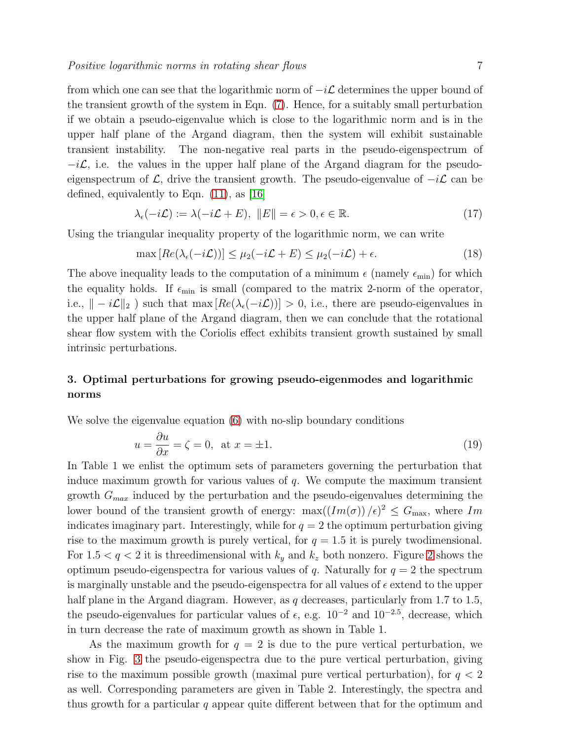from which one can see that the logarithmic norm of $-i\mathcal{L}$ determines the upper bound of the transient growth of the system in Eqn. (7). Hence, for a suitably small perturbation if we obtain a pseudo-eigenvalue which is close to the logarithmic norm and is in the upper half plane of the Argand diagram, then the system will exhibit sustainable transient instability. The non-negative real parts in the pseudo-eigenspectrum of $-i\mathcal{L}$, i.e. the values in the upper half plane of the Argand diagram for the pseudo-eigenspectrum of $\mathcal{L}$, drive the transient growth. The pseudo-eigenvalue of $-i\mathcal{L}$ can be defined, equivalently to Eqn. (11), as [16]

$$\lambda_\epsilon(-i\mathcal{L}) := \lambda(-i\mathcal{L} + E), \;\; \|E\| = \epsilon > 0, \epsilon \in \mathbb{R}. \tag{17}$$

Using the triangular inequality property of the logarithmic norm, we can write

$$\max\left[Re(\lambda_\epsilon(-i\mathcal{L}))\right] \leq \mu_2(-i\mathcal{L} + E) \leq \mu_2(-i\mathcal{L}) + \epsilon. \tag{18}$$

The above inequality leads to the computation of a minimum $\epsilon$ (namely $\epsilon_{\min}$) for which the equality holds. If $\epsilon_{\min}$ is small (compared to the matrix 2-norm of the operator, i.e., $\|-i\mathcal{L}\|_2$ ) such that $\max\left[Re(\lambda_\epsilon(-i\mathcal{L}))\right] > 0$, i.e., there are pseudo-eigenvalues in the upper half plane of the Argand diagram, then we can conclude that the rotational shear flow system with the Coriolis effect exhibits transient growth sustained by small intrinsic perturbations.

## 3. Optimal perturbations for growing pseudo-eigenmodes and logarithmic norms

We solve the eigenvalue equation (6) with no-slip boundary conditions

$$u = \frac{\partial u}{\partial x} = \zeta = 0, \;\; \text{at } x = \pm 1. \tag{19}$$

In Table 1 we enlist the optimum sets of parameters governing the perturbation that induce maximum growth for various values of $q$. We compute the maximum transient growth $G_{max}$ induced by the perturbation and the pseudo-eigenvalues determining the lower bound of the transient growth of energy: $\max((Im(\sigma))/\epsilon)^2 \leq G_{\max}$, where $Im$ indicates imaginary part. Interestingly, while for $q = 2$ the optimum perturbation giving rise to the maximum growth is purely vertical, for $q = 1.5$ it is purely twodimensional. For $1.5 < q < 2$ it is threedimensional with $k_y$ and $k_z$ both nonzero. Figure 2 shows the optimum pseudo-eigenspectra for various values of $q$. Naturally for $q = 2$ the spectrum is marginally unstable and the pseudo-eigenspectra for all values of $\epsilon$ extend to the upper half plane in the Argand diagram. However, as $q$ decreases, particularly from 1.7 to 1.5, the pseudo-eigenvalues for particular values of $\epsilon$, e.g. $10^{-2}$ and $10^{-2.5}$, decrease, which in turn decrease the rate of maximum growth as shown in Table 1.

As the maximum growth for $q = 2$ is due to the pure vertical perturbation, we show in Fig. 3 the pseudo-eigenspectra due to the pure vertical perturbation, giving rise to the maximum possible growth (maximal pure vertical perturbation), for $q < 2$ as well. Corresponding parameters are given in Table 2. Interestingly, the spectra and thus growth for a particular $q$ appear quite different between that for the optimum and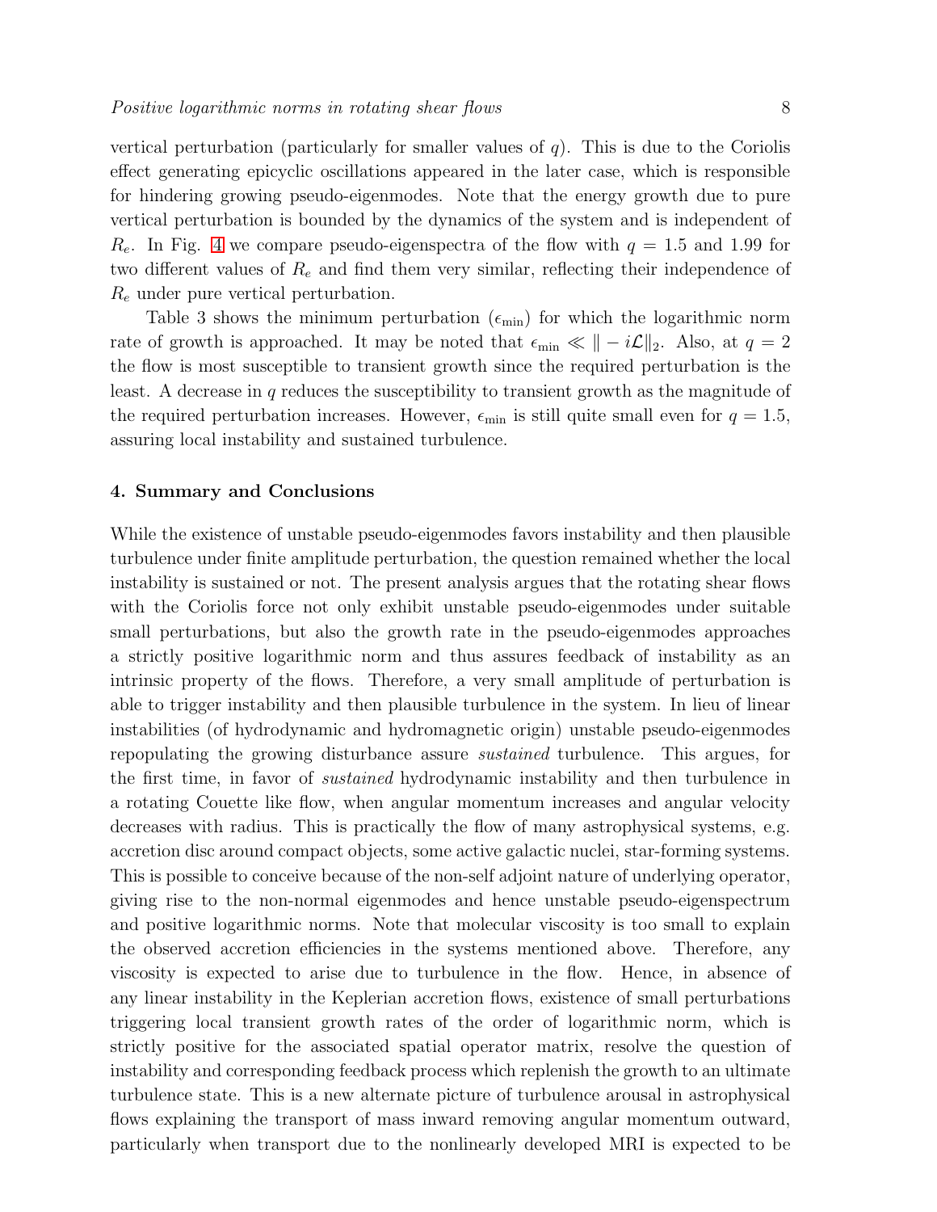vertical perturbation (particularly for smaller values of $q$). This is due to the Coriolis effect generating epicyclic oscillations appeared in the later case, which is responsible for hindering growing pseudo-eigenmodes. Note that the energy growth due to pure vertical perturbation is bounded by the dynamics of the system and is independent of $R_e$. In Fig. 4 we compare pseudo-eigenspectra of the flow with $q = 1.5$ and 1.99 for two different values of $R_e$ and find them very similar, reflecting their independence of $R_e$ under pure vertical perturbation.

Table 3 shows the minimum perturbation ($\epsilon_{\min}$) for which the logarithmic norm rate of growth is approached. It may be noted that $\epsilon_{\min} \ll \| -i\mathcal{L}\|_2$. Also, at $q = 2$ the flow is most susceptible to transient growth since the required perturbation is the least. A decrease in $q$ reduces the susceptibility to transient growth as the magnitude of the required perturbation increases. However, $\epsilon_{\min}$ is still quite small even for $q = 1.5$, assuring local instability and sustained turbulence.

## 4. Summary and Conclusions

While the existence of unstable pseudo-eigenmodes favors instability and then plausible turbulence under finite amplitude perturbation, the question remained whether the local instability is sustained or not. The present analysis argues that the rotating shear flows with the Coriolis force not only exhibit unstable pseudo-eigenmodes under suitable small perturbations, but also the growth rate in the pseudo-eigenmodes approaches a strictly positive logarithmic norm and thus assures feedback of instability as an intrinsic property of the flows. Therefore, a very small amplitude of perturbation is able to trigger instability and then plausible turbulence in the system. In lieu of linear instabilities (of hydrodynamic and hydromagnetic origin) unstable pseudo-eigenmodes repopulating the growing disturbance assure *sustained* turbulence. This argues, for the first time, in favor of *sustained* hydrodynamic instability and then turbulence in a rotating Couette like flow, when angular momentum increases and angular velocity decreases with radius. This is practically the flow of many astrophysical systems, e.g. accretion disc around compact objects, some active galactic nuclei, star-forming systems. This is possible to conceive because of the non-self adjoint nature of underlying operator, giving rise to the non-normal eigenmodes and hence unstable pseudo-eigenspectrum and positive logarithmic norms. Note that molecular viscosity is too small to explain the observed accretion efficiencies in the systems mentioned above. Therefore, any viscosity is expected to arise due to turbulence in the flow. Hence, in absence of any linear instability in the Keplerian accretion flows, existence of small perturbations triggering local transient growth rates of the order of logarithmic norm, which is strictly positive for the associated spatial operator matrix, resolve the question of instability and corresponding feedback process which replenish the growth to an ultimate turbulence state. This is a new alternate picture of turbulence arousal in astrophysical flows explaining the transport of mass inward removing angular momentum outward, particularly when transport due to the nonlinearly developed MRI is expected to be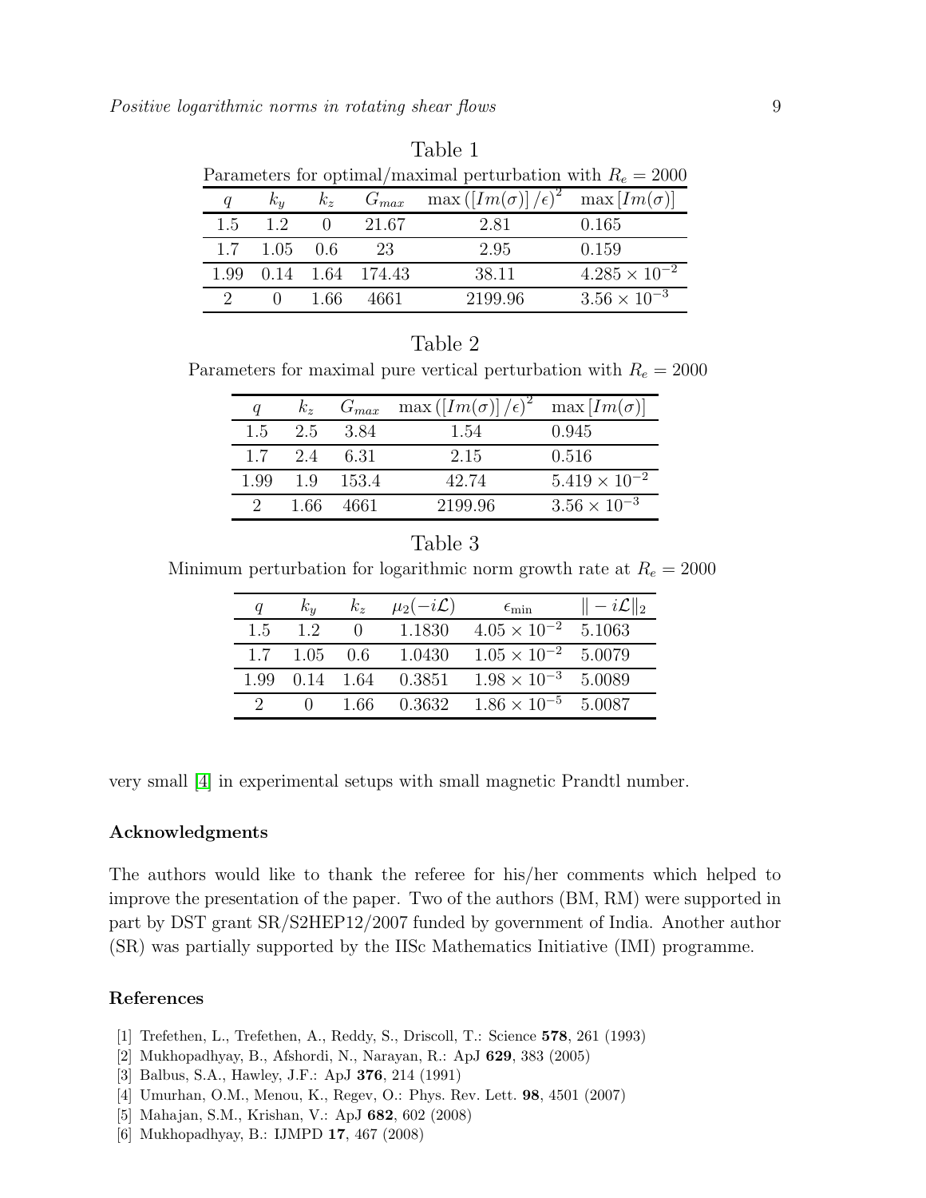Table 1

Parameters for optimal/maximal perturbation with $R_e = 2000$

| $q$ | $k_y$ | $k_z$ | $G_{max}$ | $\max\left(\left[Im(\sigma)\right]/\epsilon\right)^2$ | $\max\left[Im(\sigma)\right]$ |
|---|---|---|---|---|---|
| 1.5 | 1.2 | 0 | 21.67 | 2.81 | 0.165 |
| 1.7 | 1.05 | 0.6 | 23 | 2.95 | 0.159 |
| 1.99 | 0.14 | 1.64 | 174.43 | 38.11 | $4.285 \times 10^{-2}$ |
| 2 | 0 | 1.66 | 4661 | 2199.96 | $3.56 \times 10^{-3}$ |

Table 2

Parameters for maximal pure vertical perturbation with $R_e = 2000$

| $q$ | $k_z$ | $G_{max}$ | $\max\left(\left[Im(\sigma)\right]/\epsilon\right)^2$ | $\max\left[Im(\sigma)\right]$ |
|---|---|---|---|---|
| 1.5 | 2.5 | 3.84 | 1.54 | 0.945 |
| 1.7 | 2.4 | 6.31 | 2.15 | 0.516 |
| 1.99 | 1.9 | 153.4 | 42.74 | $5.419 \times 10^{-2}$ |
| 2 | 1.66 | 4661 | 2199.96 | $3.56 \times 10^{-3}$ |

Table 3

Minimum perturbation for logarithmic norm growth rate at $R_e = 2000$

| $q$ | $k_y$ | $k_z$ | $\mu_2(-i\mathcal{L})$ | $\epsilon_{\min}$ | $\Vert -i\mathcal{L}\Vert_2$ |
|---|---|---|---|---|---|
| 1.5 | 1.2 | 0 | 1.1830 | $4.05 \times 10^{-2}$ | 5.1063 |
| 1.7 | 1.05 | 0.6 | 1.0430 | $1.05 \times 10^{-2}$ | 5.0079 |
| 1.99 | 0.14 | 1.64 | 0.3851 | $1.98 \times 10^{-3}$ | 5.0089 |
| 2 | 0 | 1.66 | 0.3632 | $1.86 \times 10^{-5}$ | 5.0087 |

very small [4] in experimental setups with small magnetic Prandtl number.

### Acknowledgments

The authors would like to thank the referee for his/her comments which helped to improve the presentation of the paper. Two of the authors (BM, RM) were supported in part by DST grant SR/S2HEP12/2007 funded by government of India. Another author (SR) was partially supported by the IISc Mathematics Initiative (IMI) programme.

### References

[1] Trefethen, L., Trefethen, A., Reddy, S., Driscoll, T.: Science **578**, 261 (1993)

[2] Mukhopadhyay, B., Afshordi, N., Narayan, R.: ApJ **629**, 383 (2005)

[3] Balbus, S.A., Hawley, J.F.: ApJ **376**, 214 (1991)

[4] Umurhan, O.M., Menou, K., Regev, O.: Phys. Rev. Lett. **98**, 4501 (2007)

[5] Mahajan, S.M., Krishan, V.: ApJ **682**, 602 (2008)

[6] Mukhopadhyay, B.: IJMPD **17**, 467 (2008)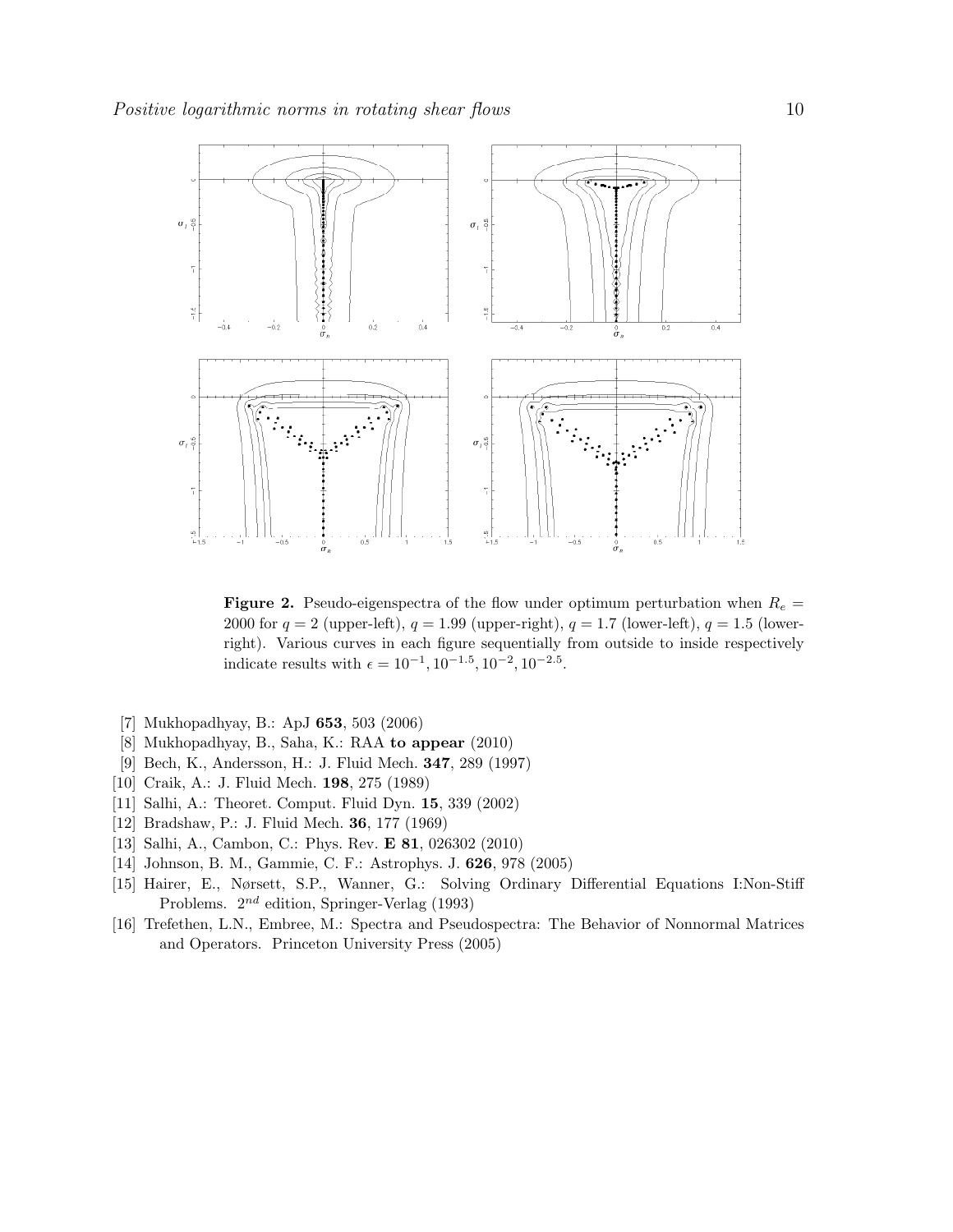**Figure 2.** Pseudo-eigenspectra of the flow under optimum perturbation when $R_e = 2000$ for $q = 2$ (upper-left), $q = 1.99$ (upper-right), $q = 1.7$ (lower-left), $q = 1.5$ (lower-right). Various curves in each figure sequentially from outside to inside respectively indicate results with $\epsilon = 10^{-1}, 10^{-1.5}, 10^{-2}, 10^{-2.5}$.

[7] Mukhopadhyay, B.: ApJ **653**, 503 (2006)
[8] Mukhopadhyay, B., Saha, K.: RAA **to appear** (2010)
[9] Bech, K., Andersson, H.: J. Fluid Mech. **347**, 289 (1997)
[10] Craik, A.: J. Fluid Mech. **198**, 275 (1989)
[11] Salhi, A.: Theoret. Comput. Fluid Dyn. **15**, 339 (2002)
[12] Bradshaw, P.: J. Fluid Mech. **36**, 177 (1969)
[13] Salhi, A., Cambon, C.: Phys. Rev. **E 81**, 026302 (2010)
[14] Johnson, B. M., Gammie, C. F.: Astrophys. J. **626**, 978 (2005)
[15] Hairer, E., Nørsett, S.P., Wanner, G.: Solving Ordinary Differential Equations I:Non-Stiff Problems. $2^{nd}$ edition, Springer-Verlag (1993)
[16] Trefethen, L.N., Embree, M.: Spectra and Pseudospectra: The Behavior of Nonnormal Matrices and Operators. Princeton University Press (2005)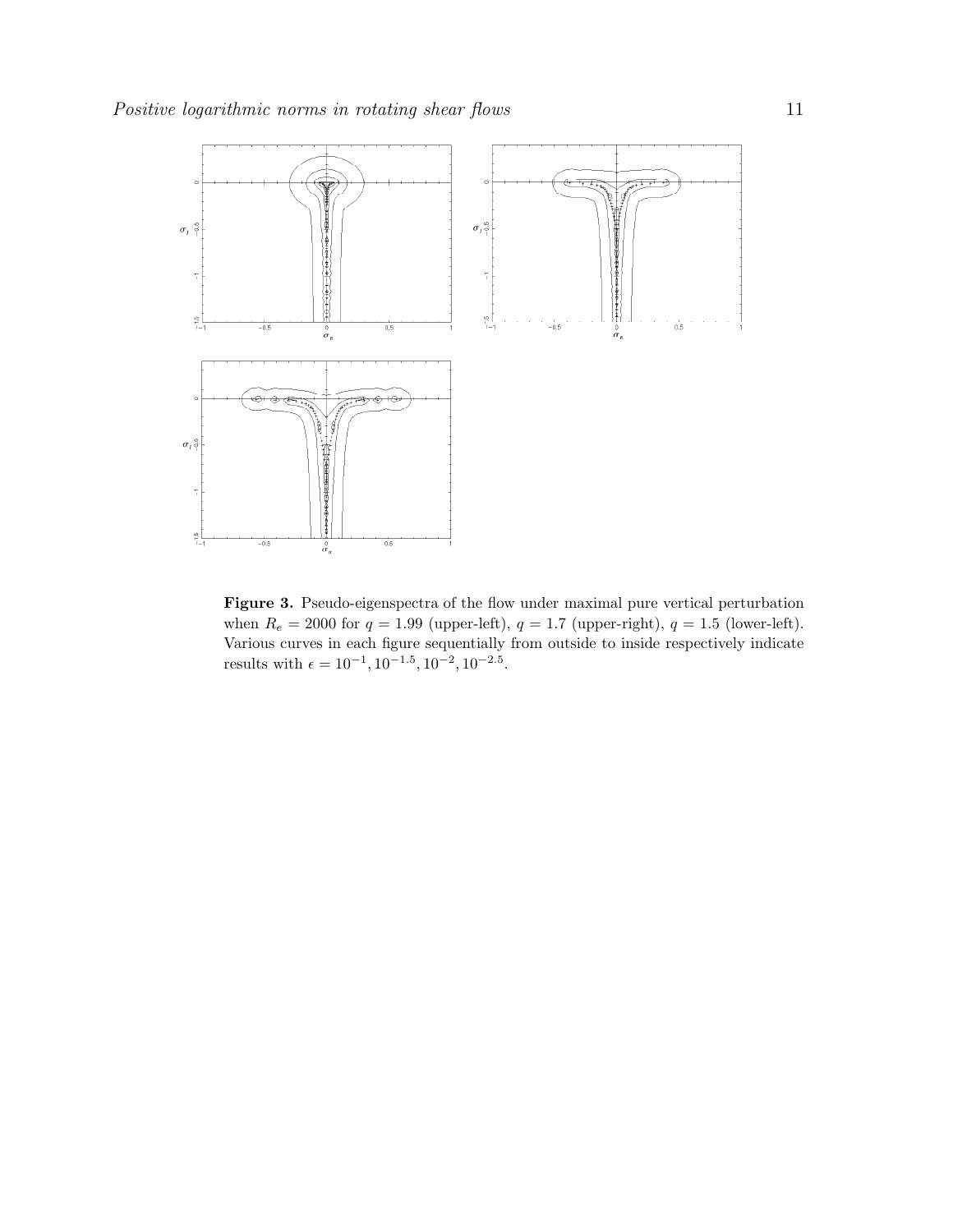**Figure 3.** Pseudo-eigenspectra of the flow under maximal pure vertical perturbation when $R_e = 2000$ for $q = 1.99$ (upper-left), $q = 1.7$ (upper-right), $q = 1.5$ (lower-left). Various curves in each figure sequentially from outside to inside respectively indicate results with $\epsilon = 10^{-1}, 10^{-1.5}, 10^{-2}, 10^{-2.5}$.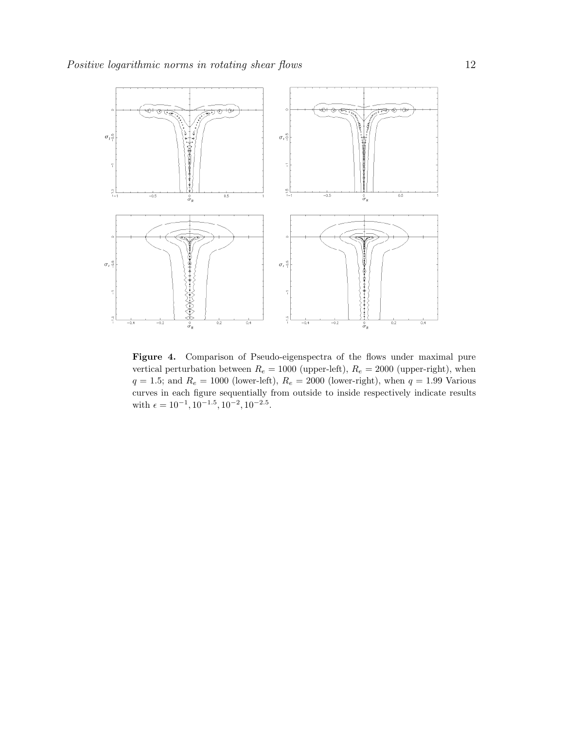$\sigma_I$

$\sigma_R$

-1 -0.5 0 0.5 1

0 -0.5 -1 -1.5

-0.4 -0.2 0 0.2 0.4

**Figure 4.** Comparison of Pseudo-eigenspectra of the flows under maximal pure vertical perturbation between $R_e = 1000$ (upper-left), $R_e = 2000$ (upper-right), when $q = 1.5$; and $R_e = 1000$ (lower-left), $R_e = 2000$ (lower-right), when $q = 1.99$ Various curves in each figure sequentially from outside to inside respectively indicate results with $\epsilon = 10^{-1}, 10^{-1.5}, 10^{-2}, 10^{-2.5}$.